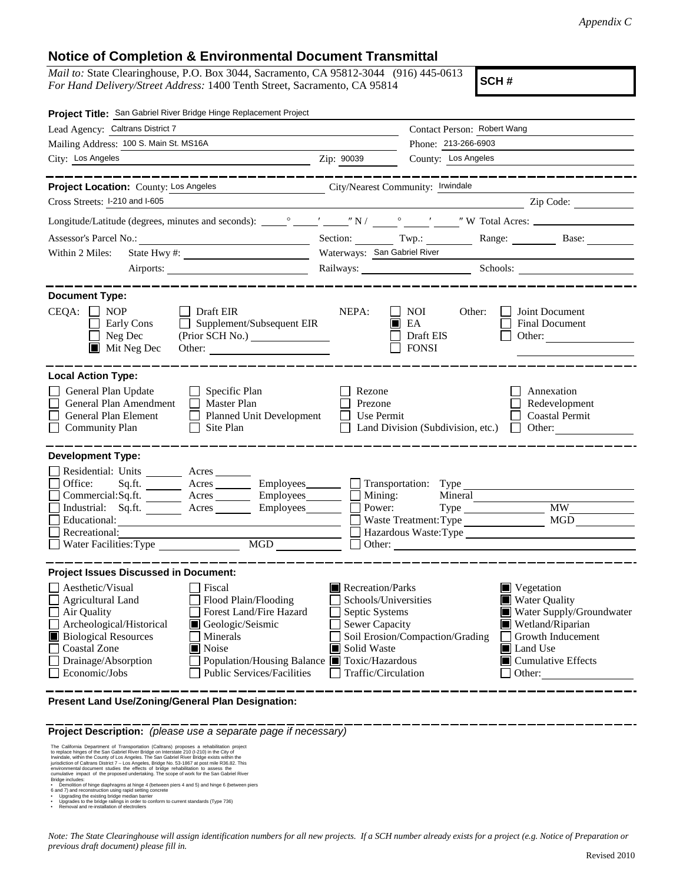*Appendix C*

# Notice of Completion & Environmental Document Transmittal

*Mail to:* State Clearinghouse, P.O. Box 3044, Sacramento, CA 95812-3044 (916) 445-0613
*For Hand Delivery/Street Address:* 1400 Tenth Street, Sacramento, CA 95814

**SCH #**

**Project Title:** San Gabriel River Bridge Hinge Replacement Project

Lead Agency: Caltrans District 7 — Contact Person: Robert Wang

Mailing Address: 100 S. Main St. MS16A — Phone: 213-266-6903

City: Los Angeles — Zip: 90039 — County: Los Angeles

---

**Project Location:** County: Los Angeles — City/Nearest Community: Irwindale

Cross Streets: I-210 and I-605 — Zip Code:

Longitude/Latitude (degrees, minutes and seconds): ____° ____′ ____″ N / ____° ____′ ____″ W Total Acres:

Assessor's Parcel No.: — Section: — Twp.: — Range: — Base:

Within 2 Miles: State Hwy #: — Waterways: San Gabriel River

Airports: — Railways: — Schools:

---

**Document Type:**

CEQA: ☐ NOP ☐ Early Cons ☐ Neg Dec ■ Mit Neg Dec ☐ Draft EIR ☐ Supplement/Subsequent EIR (Prior SCH No.) ____ Other: ____

NEPA: ☐ NOI ■ EA ☐ Draft EIS ☐ FONSI

Other: ☐ Joint Document ☐ Final Document ☐ Other: ____

---

**Local Action Type:**

☐ General Plan Update ☐ General Plan Amendment ☐ General Plan Element ☐ Community Plan ☐ Specific Plan ☐ Master Plan ☐ Planned Unit Development ☐ Site Plan ☐ Rezone ☐ Prezone ☐ Use Permit ☐ Land Division (Subdivision, etc.) ☐ Annexation ☐ Redevelopment ☐ Coastal Permit ☐ Other: ____

---

**Development Type:**

☐ Residential: Units ____ Acres ____
☐ Office: Sq.ft. ____ Acres ____ Employees ____
☐ Commercial: Sq.ft. ____ Acres ____ Employees ____
☐ Industrial: Sq.ft. ____ Acres ____ Employees ____
☐ Educational: ____
☐ Recreational: ____
☐ Water Facilities: Type ____ MGD ____
☐ Transportation: Type ____
☐ Mining: Mineral ____
☐ Power: Type ____ MW ____
☐ Waste Treatment: Type ____ MGD ____
☐ Hazardous Waste: Type ____
☐ Other: ____

---

**Project Issues Discussed in Document:**

☐ Aesthetic/Visual
☐ Agricultural Land
☐ Air Quality
☐ Archeological/Historical
■ Biological Resources
☐ Coastal Zone
☐ Drainage/Absorption
☐ Economic/Jobs
☐ Fiscal
☐ Flood Plain/Flooding
☐ Forest Land/Fire Hazard
■ Geologic/Seismic
☐ Minerals
■ Noise
☐ Population/Housing Balance
☐ Public Services/Facilities
■ Recreation/Parks
☐ Schools/Universities
☐ Septic Systems
☐ Sewer Capacity
☐ Soil Erosion/Compaction/Grading
■ Solid Waste
■ Toxic/Hazardous
☐ Traffic/Circulation
■ Vegetation
■ Water Quality
■ Water Supply/Groundwater
■ Wetland/Riparian
☐ Growth Inducement
■ Land Use
■ Cumulative Effects
☐ Other: ____

---

**Present Land Use/Zoning/General Plan Designation:**

---

**Project Description:** *(please use a separate page if necessary)*

The California Department of Transportation (Caltrans) proposes a rehabilitation project to replace hinges of the San Gabriel River Bridge on Interstate 210 (I-210) in the City of Irwindale, within the County of Los Angeles. The San Gabriel River Bridge exists within the jurisdiction of Caltrans District 7 – Los Angeles, Bridge No. 53-1867 at post mile R36.82. This environmental document studies the effects of bridge rehabilitation to assess the cumulative impact of the proposed undertaking. The scope of work for the San Gabriel River Bridge includes:

- Demolition of hinge diaphragms at hinge 4 (between piers 4 and 5) and hinge 6 (between piers 6 and 7) and reconstruction using rapid setting concrete
- Upgrading the existing bridge median barrier
- Upgrades to the bridge railings in order to conform to current standards (Type 736)
- Removal and re-installation of electroliers

*Note: The State Clearinghouse will assign identification numbers for all new projects. If a SCH number already exists for a project (e.g. Notice of Preparation or previous draft document) please fill in.*

Revised 2010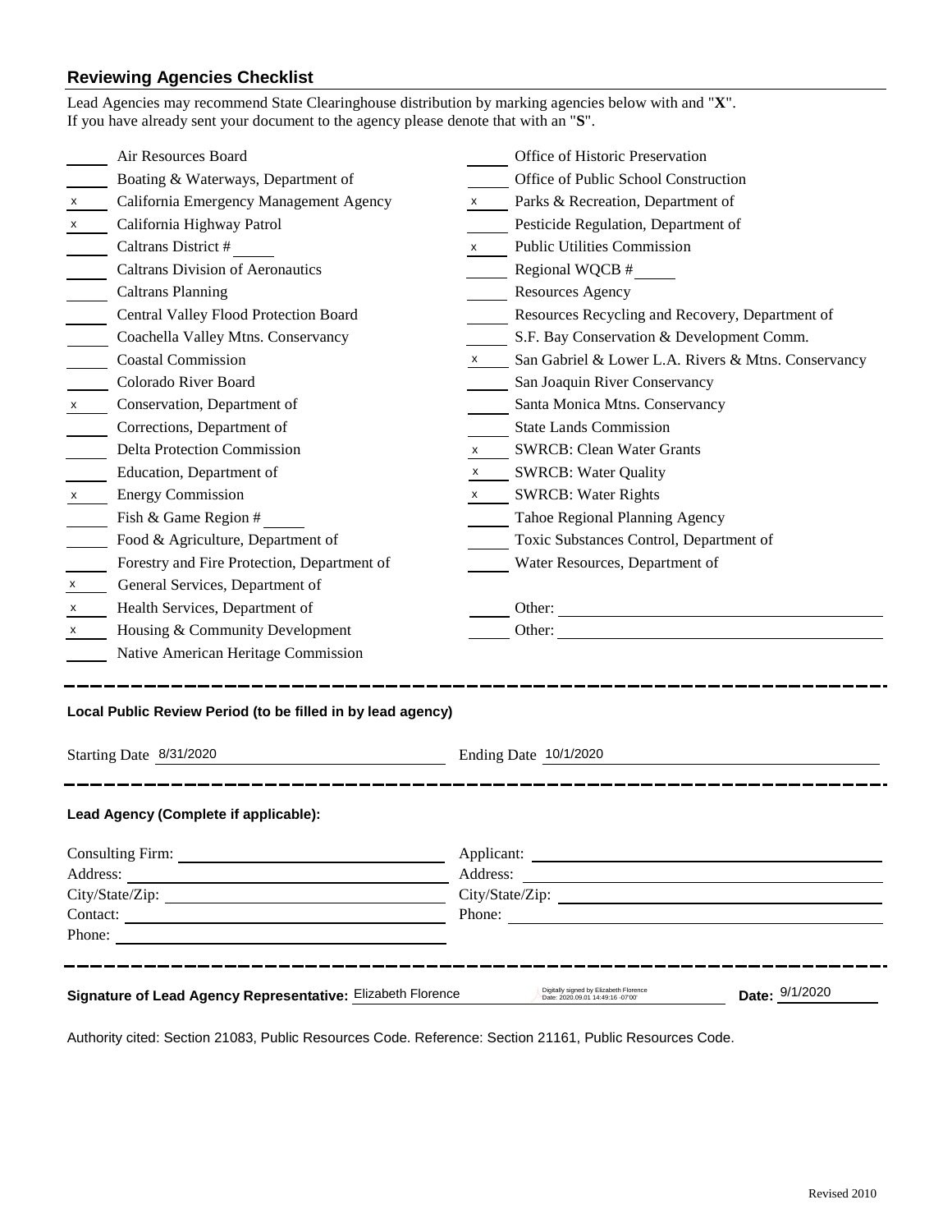## Reviewing Agencies Checklist

Lead Agencies may recommend State Clearinghouse distribution by marking agencies below with and "**X**".
If you have already sent your document to the agency please denote that with an "**S**".

| | | | |
|---|---|---|---|
| | Air Resources Board | | Office of Historic Preservation |
| | Boating & Waterways, Department of | | Office of Public School Construction |
| x | California Emergency Management Agency | x | Parks & Recreation, Department of |
| x | California Highway Patrol | | Pesticide Regulation, Department of |
| | Caltrans District # ____ | x | Public Utilities Commission |
| | Caltrans Division of Aeronautics | | Regional WQCB # ____ |
| | Caltrans Planning | | Resources Agency |
| | Central Valley Flood Protection Board | | Resources Recycling and Recovery, Department of |
| | Coachella Valley Mtns. Conservancy | | S.F. Bay Conservation & Development Comm. |
| | Coastal Commission | x | San Gabriel & Lower L.A. Rivers & Mtns. Conservancy |
| | Colorado River Board | | San Joaquin River Conservancy |
| x | Conservation, Department of | | Santa Monica Mtns. Conservancy |
| | Corrections, Department of | | State Lands Commission |
| | Delta Protection Commission | x | SWRCB: Clean Water Grants |
| | Education, Department of | x | SWRCB: Water Quality |
| x | Energy Commission | x | SWRCB: Water Rights |
| | Fish & Game Region # ____ | | Tahoe Regional Planning Agency |
| | Food & Agriculture, Department of | | Toxic Substances Control, Department of |
| | Forestry and Fire Protection, Department of | | Water Resources, Department of |
| x | General Services, Department of | | |
| x | Health Services, Department of | | Other: |
| x | Housing & Community Development | | Other: |
| | Native American Heritage Commission | | |

---

**Local Public Review Period (to be filled in by lead agency)**

Starting Date 8/31/2020 Ending Date 10/1/2020

---

**Lead Agency (Complete if applicable):**

Consulting Firm:
Address:
City/State/Zip:
Contact:
Phone:

Applicant:
Address:
City/State/Zip:
Phone:

---

**Signature of Lead Agency Representative:** Elizabeth Florence Digitally signed by Elizabeth Florence Date: 2020.09.01 14:49:16 -07'00' **Date:** 9/1/2020

Authority cited: Section 21083, Public Resources Code. Reference: Section 21161, Public Resources Code.

Revised 2010